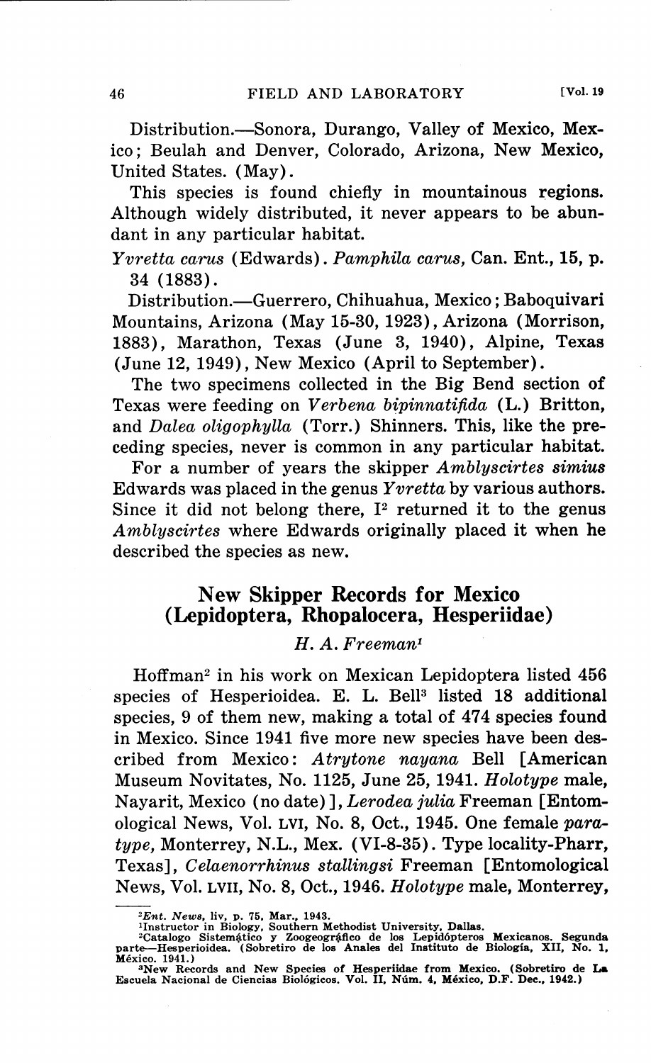Distribution.—Sonora, Durango, Valley of Mexico, Mexico; Beulah and Denver, Colorado, Arizona, New Mexico, United States. (May).

This species is found chiefly in mountainous regions. Although widely distributed, it never appears to be abundant in any particular habitat.

*Yvretta carus* (Edwards). *Pamphila carus*, Can. Ent., 15, p. 34 (1883).

Distribution.—Guerrero, Chihuahua, Mexico; Baboquivari Mountains, Arizona (May 15-30, 1923), Arizona (Morrison, 1883), Marathon, Texas (June 3, 1940), Alpine, Texas (June 12, 1949), New Mexico (April to September).

The two specimens collected in the Big Bend section of Texas were feeding on *Verbena bipinnatifida* (L.) Britton, and *Dalea oligophylla* (Torr.) Shinners. This, like the preceding species, never is common in any particular habitat.

For a number of years the skipper *Amblyscirtes simius* Edwards was placed in the genus *Yvretta* by various authors. Since it did not belong there, I[2] returned it to the genus *Amblyscirtes* where Edwards originally placed it when he described the species as new.

## New Skipper Records for Mexico (Lepidoptera, Rhopalocera, Hesperiidae)

*H. A. Freeman*[1]

Hoffman[2] in his work on Mexican Lepidoptera listed 456 species of Hesperioidea. E. L. Bell[3] listed 18 additional species, 9 of them new, making a total of 474 species found in Mexico. Since 1941 five more new species have been described from Mexico: *Atrytone nayana* Bell [American Museum Novitates, No. 1125, June 25, 1941. *Holotype* male, Nayarit, Mexico (no date)], *Lerodea julia* Freeman [Entomological News, Vol. LVI, No. 8, Oct., 1945. One female *paratype*, Monterrey, N.L., Mex. (VI-8-35). Type locality-Pharr, Texas], *Celaenorrhinus stallingsi* Freeman [Entomological News, Vol. LVII, No. 8, Oct., 1946. *Holotype* male, Monterrey,

---

[2]*Ent. News*, liv, p. 75, Mar., 1943.

[1]Instructor in Biology, Southern Methodist University, Dallas.

[2]Catalogo Sistemático y Zoogeográfico de los Lepidópteros Mexicanos. Segunda parte—Hesperioidea. (Sobretiro de los Anales del Instituto de Biología, XII, No. 1, México. 1941.)

[3]New Records and New Species of Hesperiidae from Mexico. (Sobretiro de La Escuela Nacional de Ciencias Biológicos. Vol. II, Núm. 4, México, D.F. Dec., 1942.)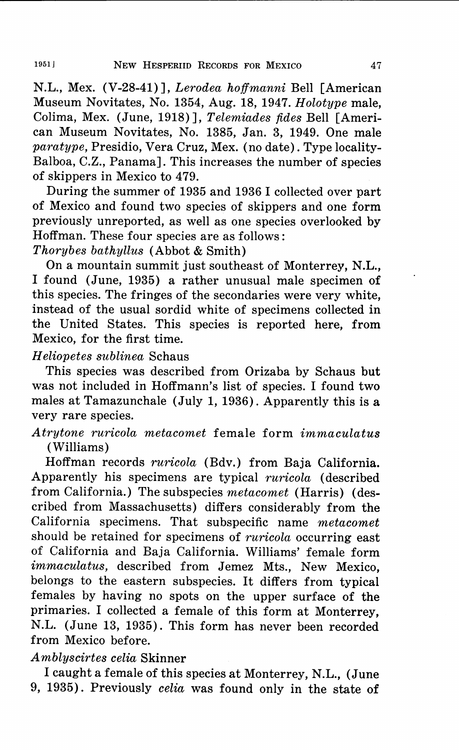N.L., Mex. (V-28-41)], *Lerodea hoffmanni* Bell [American Museum Novitates, No. 1354, Aug. 18, 1947. *Holotype* male, Colima, Mex. (June, 1918)], *Telemiades fides* Bell [American Museum Novitates, No. 1385, Jan. 3, 1949. One male *paratype*, Presidio, Vera Cruz, Mex. (no date). Type locality-Balboa, C.Z., Panama]. This increases the number of species of skippers in Mexico to 479.

During the summer of 1935 and 1936 I collected over part of Mexico and found two species of skippers and one form previously unreported, as well as one species overlooked by Hoffman. These four species are as follows:

*Thorybes bathyllus* (Abbot & Smith)

On a mountain summit just southeast of Monterrey, N.L., I found (June, 1935) a rather unusual male specimen of this species. The fringes of the secondaries were very white, instead of the usual sordid white of specimens collected in the United States. This species is reported here, from Mexico, for the first time.

*Heliopetes sublinea* Schaus

This species was described from Orizaba by Schaus but was not included in Hoffmann's list of species. I found two males at Tamazunchale (July 1, 1936). Apparently this is a very rare species.

*Atrytone ruricola metacomet* female form *immaculatus* (Williams)

Hoffman records *ruricola* (Bdv.) from Baja California. Apparently his specimens are typical *ruricola* (described from California.) The subspecies *metacomet* (Harris) (described from Massachusetts) differs considerably from the California specimens. That subspecific name *metacomet* should be retained for specimens of *ruricola* occurring east of California and Baja California. Williams' female form *immaculatus*, described from Jemez Mts., New Mexico, belongs to the eastern subspecies. It differs from typical females by having no spots on the upper surface of the primaries. I collected a female of this form at Monterrey, N.L. (June 13, 1935). This form has never been recorded from Mexico before.

*Amblyscirtes celia* Skinner

I caught a female of this species at Monterrey, N.L., (June 9, 1935). Previously *celia* was found only in the state of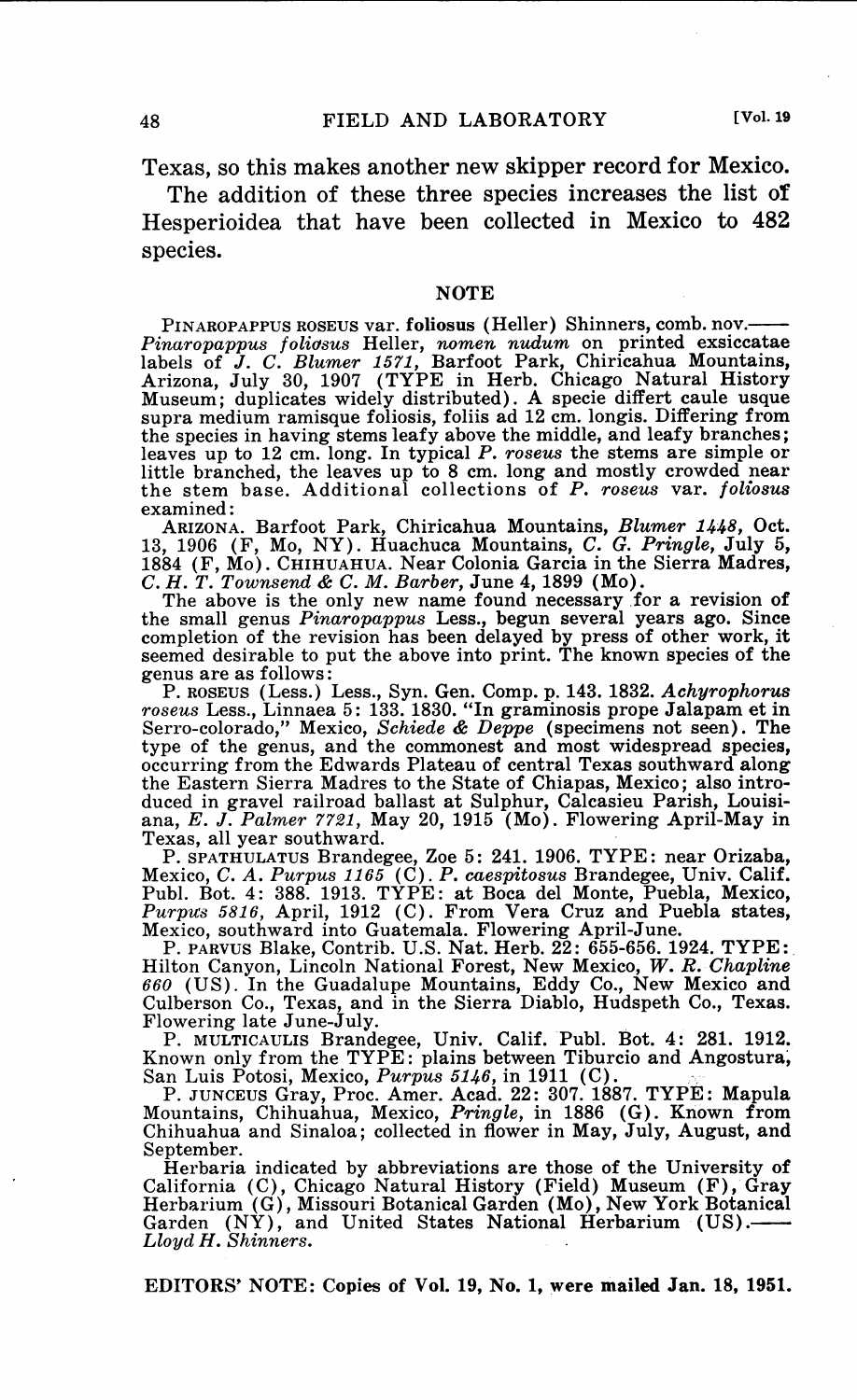Texas, so this makes another new skipper record for Mexico.

The addition of these three species increases the list of Hesperioidea that have been collected in Mexico to 482 species.

## NOTE

PINAROPAPPUS ROSEUS var. **foliosus** (Heller) Shinners, comb. nov.—— *Pinaropappus foliosus* Heller, *nomen nudum* on printed exsiccatae labels of *J. C. Blumer 1571*, Barfoot Park, Chiricahua Mountains, Arizona, July 30, 1907 (TYPE in Herb. Chicago Natural History Museum; duplicates widely distributed). A specie differt caule usque supra medium ramisque foliosis, foliis ad 12 cm. longis. Differing from the species in having stems leafy above the middle, and leafy branches; leaves up to 12 cm. long. In typical *P. roseus* the stems are simple or little branched, the leaves up to 8 cm. long and mostly crowded near the stem base. Additional collections of *P. roseus* var. *foliosus* examined:

ARIZONA. Barfoot Park, Chiricahua Mountains, *Blumer 1448*, Oct. 13, 1906 (F, Mo, NY). Huachuca Mountains, *C. G. Pringle*, July 5, 1884 (F, Mo). CHIHUAHUA. Near Colonia Garcia in the Sierra Madres, *C. H. T. Townsend & C. M. Barber*, June 4, 1899 (Mo).

The above is the only new name found necessary for a revision of the small genus *Pinaropappus* Less., begun several years ago. Since completion of the revision has been delayed by press of other work, it seemed desirable to put the above into print. The known species of the genus are as follows:

P. ROSEUS (Less.) Less., Syn. Gen. Comp. p. 143. 1832. *Achyrophorus roseus* Less., Linnaea 5: 133. 1830. "In graminosis prope Jalapam et in Serro-colorado," Mexico, *Schiede & Deppe* (specimens not seen). The type of the genus, and the commonest and most widespread species, occurring from the Edwards Plateau of central Texas southward along the Eastern Sierra Madres to the State of Chiapas, Mexico; also introduced in gravel railroad ballast at Sulphur, Calcasieu Parish, Louisiana, *E. J. Palmer 7721*, May 20, 1915 (Mo). Flowering April-May in Texas, all year southward.

P. SPATHULATUS Brandegee, Zoe 5: 241. 1906. TYPE: near Orizaba, Mexico, *C. A. Purpus 1165* (C). *P. caespitosus* Brandegee, Univ. Calif. Publ. Bot. 4: 388. 1913. TYPE: at Boca del Monte, Puebla, Mexico, *Purpus 5816*, April, 1912 (C). From Vera Cruz and Puebla states, Mexico, southward into Guatemala. Flowering April-June.

P. PARVUS Blake, Contrib. U.S. Nat. Herb. 22: 655-656. 1924. TYPE: Hilton Canyon, Lincoln National Forest, New Mexico, *W. R. Chapline 660* (US). In the Guadalupe Mountains, Eddy Co., New Mexico and Culberson Co., Texas, and in the Sierra Diablo, Hudspeth Co., Texas. Flowering late June-July.

P. MULTICAULIS Brandegee, Univ. Calif. Publ. Bot. 4: 281. 1912. Known only from the TYPE: plains between Tiburcio and Angostura, San Luis Potosi, Mexico, *Purpus 5146*, in 1911 (C).

P. JUNCEUS Gray, Proc. Amer. Acad. 22: 307. 1887. TYPE: Mapula Mountains, Chihuahua, Mexico, *Pringle*, in 1886 (G). Known from Chihuahua and Sinaloa; collected in flower in May, July, August, and September.

Herbaria indicated by abbreviations are those of the University of California (C), Chicago Natural History (Field) Museum (F), Gray Herbarium (G), Missouri Botanical Garden (Mo), New York Botanical Garden (NY), and United States National Herbarium (US).—— *Lloyd H. Shinners*.

**EDITORS' NOTE: Copies of Vol. 19, No. 1, were mailed Jan. 18, 1951.**